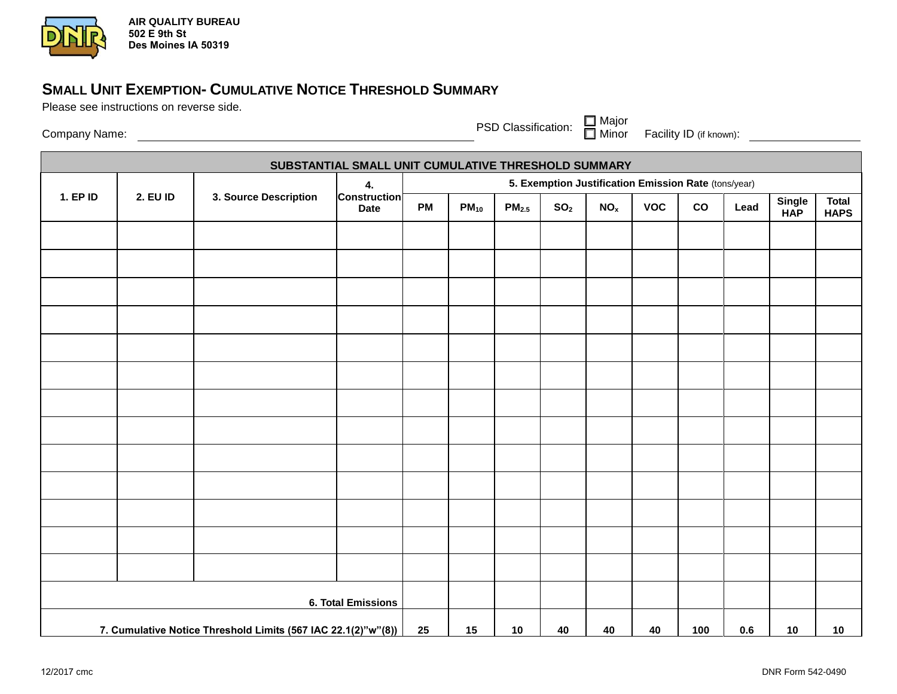AIR QUALITY BUREAU
502 E 9th St
Des Moines IA 50319

# Small Unit Exemption- Cumulative Notice Threshold Summary

Please see instructions on reverse side.

Company Name: ______________________ PSD Classification: ☐ Major ☐ Minor Facility ID (if known): ____________

| SUBSTANTIAL SMALL UNIT CUMULATIVE THRESHOLD SUMMARY | | | | | | | | | | | | | |
|---|---|---|---|---|---|---|---|---|---|---|---|---|---|
| **1. EP ID** | **2. EU ID** | **3. Source Description** | **4. Construction Date** | **5. Exemption Justification Emission Rate** (tons/year) | | | | | | | | | |
| | | | | **PM** | **$PM_{10}$** | **$PM_{2.5}$** | **$SO_2$** | **$NO_x$** | **VOC** | **CO** | **Lead** | **Single HAP** | **Total HAPS** |
| | | | | | | | | | | | | | |
| | | | | | | | | | | | | | |
| | | | | | | | | | | | | | |
| | | | | | | | | | | | | | |
| | | | | | | | | | | | | | |
| | | | | | | | | | | | | | |
| | | | | | | | | | | | | | |
| | | | | | | | | | | | | | |
| | | | | | | | | | | | | | |
| | | | | | | | | | | | | | |
| | | | | | | | | | | | | | |
| | | | | | | | | | | | | | |
| | | | | | | | | | | | | | |
| **6. Total Emissions** | | | | | | | | | | | | | |
| **7. Cumulative Notice Threshold Limits (567 IAC 22.1(2)"w"(8))** | | | | **25** | **15** | **10** | **40** | **40** | **40** | **100** | **0.6** | **10** | **10** |

12/2017 cmc

DNR Form 542-0490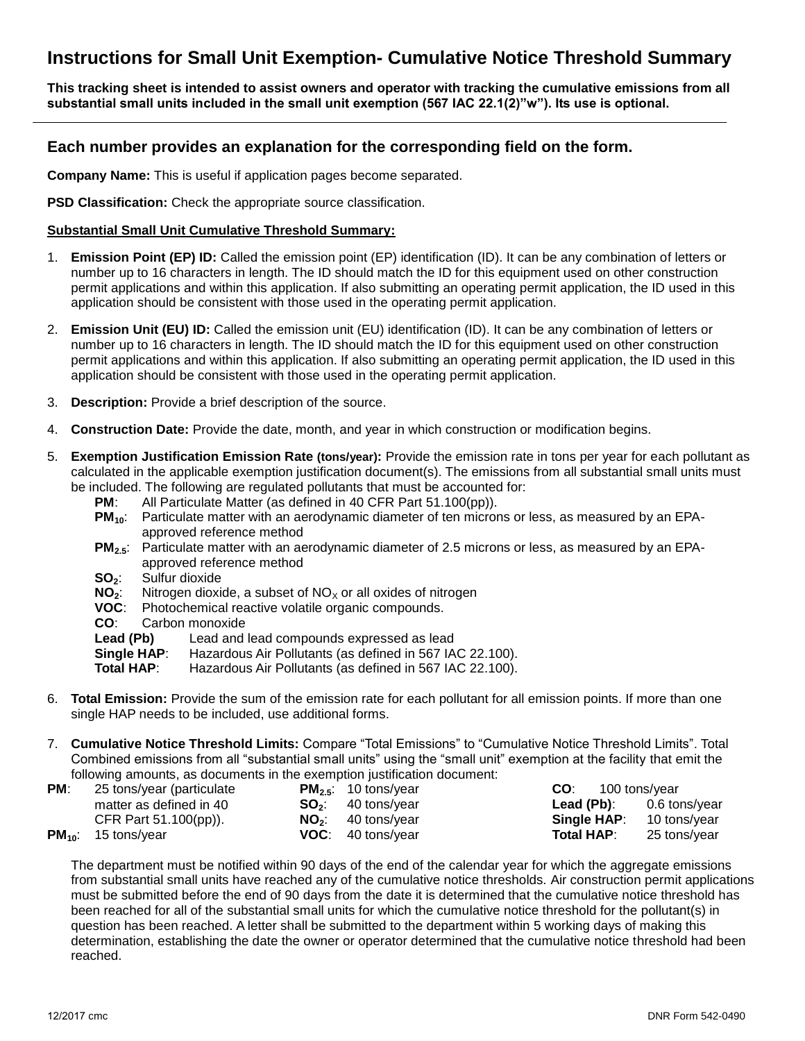# Instructions for Small Unit Exemption- Cumulative Notice Threshold Summary

**This tracking sheet is intended to assist owners and operator with tracking the cumulative emissions from all substantial small units included in the small unit exemption (567 IAC 22.1(2)"w"). Its use is optional.**

---

## Each number provides an explanation for the corresponding field on the form.

**Company Name:** This is useful if application pages become separated.

**PSD Classification:** Check the appropriate source classification.

**Substantial Small Unit Cumulative Threshold Summary:**

1. **Emission Point (EP) ID:** Called the emission point (EP) identification (ID). It can be any combination of letters or number up to 16 characters in length. The ID should match the ID for this equipment used on other construction permit applications and within this application. If also submitting an operating permit application, the ID used in this application should be consistent with those used in the operating permit application.

2. **Emission Unit (EU) ID:** Called the emission unit (EU) identification (ID). It can be any combination of letters or number up to 16 characters in length. The ID should match the ID for this equipment used on other construction permit applications and within this application. If also submitting an operating permit application, the ID used in this application should be consistent with those used in the operating permit application.

3. **Description:** Provide a brief description of the source.

4. **Construction Date:** Provide the date, month, and year in which construction or modification begins.

5. **Exemption Justification Emission Rate (tons/year):** Provide the emission rate in tons per year for each pollutant as calculated in the applicable exemption justification document(s). The emissions from all substantial small units must be included. The following are regulated pollutants that must be accounted for:
   - **PM**: All Particulate Matter (as defined in 40 CFR Part 51.100(pp)).
   - **$PM_{10}$**: Particulate matter with an aerodynamic diameter of ten microns or less, as measured by an EPA-approved reference method
   - **$PM_{2.5}$**: Particulate matter with an aerodynamic diameter of 2.5 microns or less, as measured by an EPA-approved reference method
   - **$SO_2$**: Sulfur dioxide
   - **$NO_2$**: Nitrogen dioxide, a subset of $NO_X$ or all oxides of nitrogen
   - **VOC**: Photochemical reactive volatile organic compounds.
   - **CO**: Carbon monoxide
   - **Lead (Pb)** Lead and lead compounds expressed as lead
   - **Single HAP**: Hazardous Air Pollutants (as defined in 567 IAC 22.100).
   - **Total HAP**: Hazardous Air Pollutants (as defined in 567 IAC 22.100).

6. **Total Emission:** Provide the sum of the emission rate for each pollutant for all emission points. If more than one single HAP needs to be included, use additional forms.

7. **Cumulative Notice Threshold Limits:** Compare "Total Emissions" to "Cumulative Notice Threshold Limits". Total Combined emissions from all "substantial small units" using the "small unit" exemption at the facility that emit the following amounts, as documents in the exemption justification document:

   - **PM**: 25 tons/year (particulate matter as defined in 40 CFR Part 51.100(pp)).
   - **$PM_{10}$**: 15 tons/year
   - **$PM_{2.5}$**: 10 tons/year
   - **$SO_2$**: 40 tons/year
   - **$NO_2$**: 40 tons/year
   - **VOC**: 40 tons/year
   - **CO**: 100 tons/year
   - **Lead (Pb)**: 0.6 tons/year
   - **Single HAP**: 10 tons/year
   - **Total HAP**: 25 tons/year

   The department must be notified within 90 days of the end of the calendar year for which the aggregate emissions from substantial small units have reached any of the cumulative notice thresholds. Air construction permit applications must be submitted before the end of 90 days from the date it is determined that the cumulative notice threshold has been reached for all of the substantial small units for which the cumulative notice threshold for the pollutant(s) in question has been reached. A letter shall be submitted to the department within 5 working days of making this determination, establishing the date the owner or operator determined that the cumulative notice threshold had been reached.